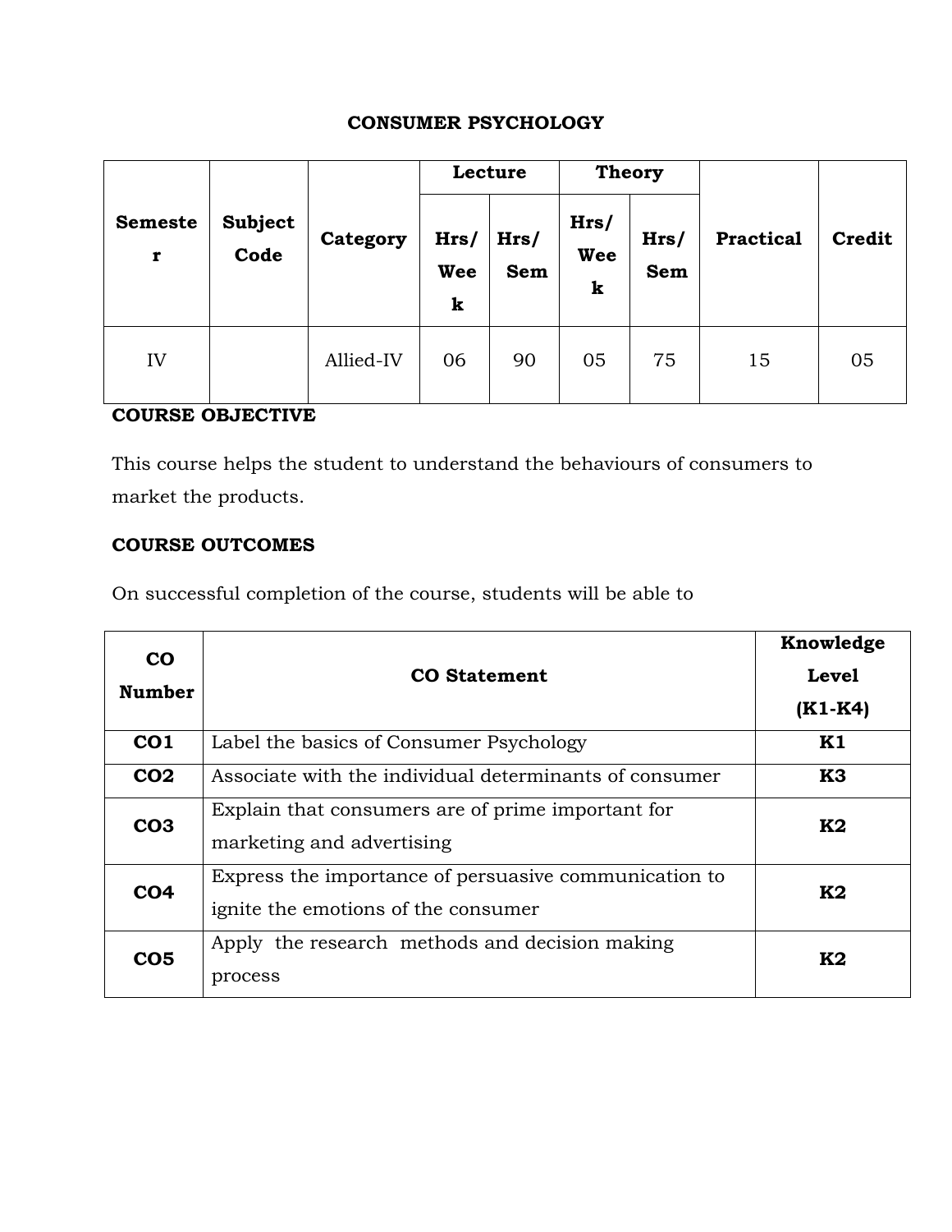# CONSUMER PSYCHOLOGY

| Semester | Subject Code | Category | Lecture | | Theory | | Practical | Credit |
|---|---|---|---|---|---|---|---|---|
| | | | Hrs/ Week | Hrs/ Sem | Hrs/ Week | Hrs/ Sem | | |
| IV | | Allied-IV | 06 | 90 | 05 | 75 | 15 | 05 |

**COURSE OBJECTIVE**

This course helps the student to understand the behaviours of consumers to market the products.

**COURSE OUTCOMES**

On successful completion of the course, students will be able to

| CO Number | CO Statement | Knowledge Level (K1-K4) |
|---|---|---|
| **CO1** | Label the basics of Consumer Psychology | **K1** |
| **CO2** | Associate with the individual determinants of consumer | **K3** |
| **CO3** | Explain that consumers are of prime important for marketing and advertising | **K2** |
| **CO4** | Express the importance of persuasive communication to ignite the emotions of the consumer | **K2** |
| **CO5** | Apply the research methods and decision making process | **K2** |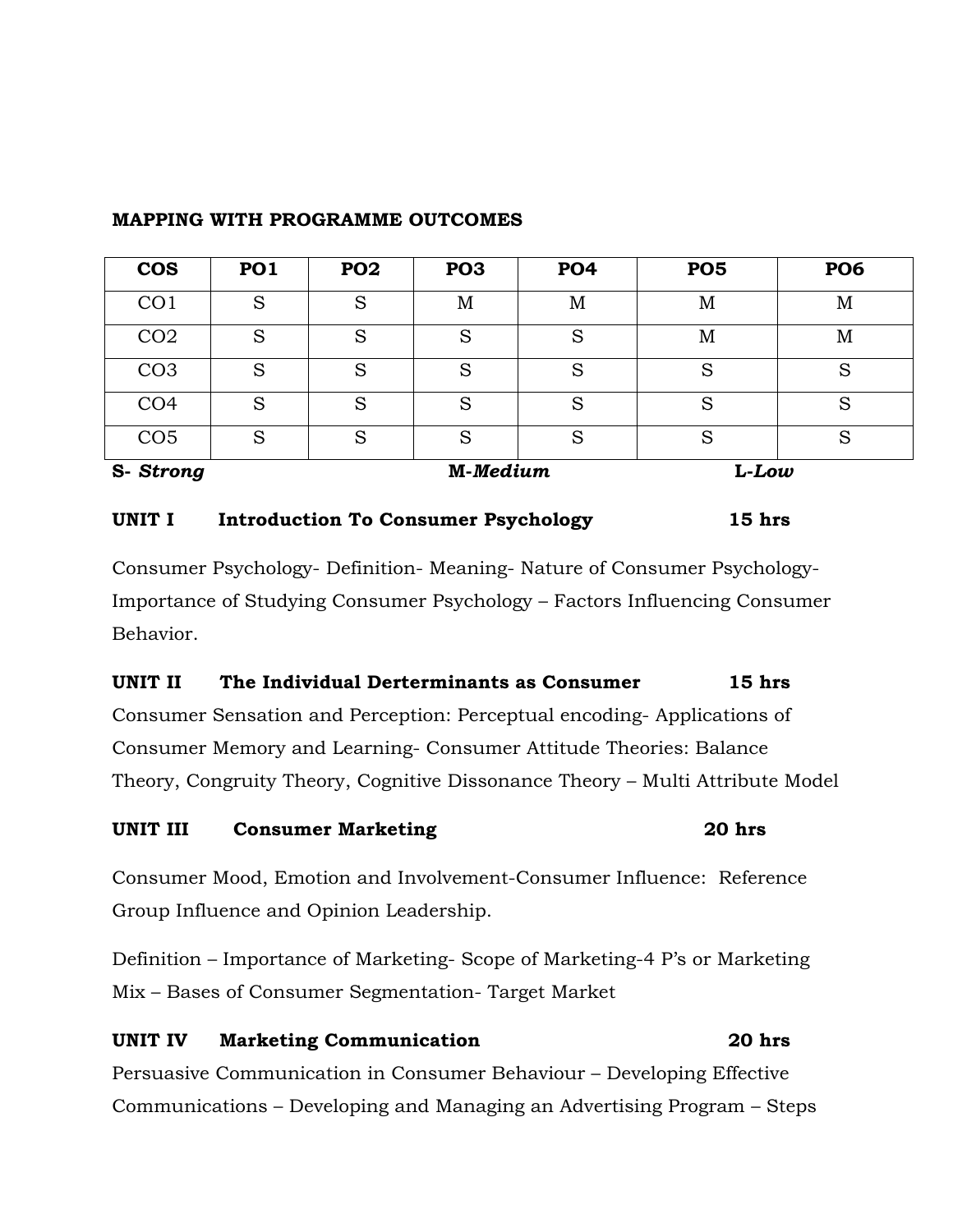**MAPPING WITH PROGRAMME OUTCOMES**

| COS | PO1 | PO2 | PO3 | PO4 | PO5 | PO6 |
|---|---|---|---|---|---|---|
| CO1 | S | S | M | M | M | M |
| CO2 | S | S | S | S | M | M |
| CO3 | S | S | S | S | S | S |
| CO4 | S | S | S | S | S | S |
| CO5 | S | S | S | S | S | S |

**S-** ***Strong*** **M-*Medium*** **L-*Low***

**UNIT I Introduction To Consumer Psychology 15 hrs**

Consumer Psychology- Definition- Meaning- Nature of Consumer Psychology- Importance of Studying Consumer Psychology – Factors Influencing Consumer Behavior.

**UNIT II The Individual Derterminants as Consumer 15 hrs**

Consumer Sensation and Perception: Perceptual encoding- Applications of Consumer Memory and Learning- Consumer Attitude Theories: Balance Theory, Congruity Theory, Cognitive Dissonance Theory – Multi Attribute Model

**UNIT III Consumer Marketing 20 hrs**

Consumer Mood, Emotion and Involvement-Consumer Influence: Reference Group Influence and Opinion Leadership.

Definition – Importance of Marketing- Scope of Marketing-4 P's or Marketing Mix – Bases of Consumer Segmentation- Target Market

**UNIT IV Marketing Communication 20 hrs**

Persuasive Communication in Consumer Behaviour – Developing Effective Communications – Developing and Managing an Advertising Program – Steps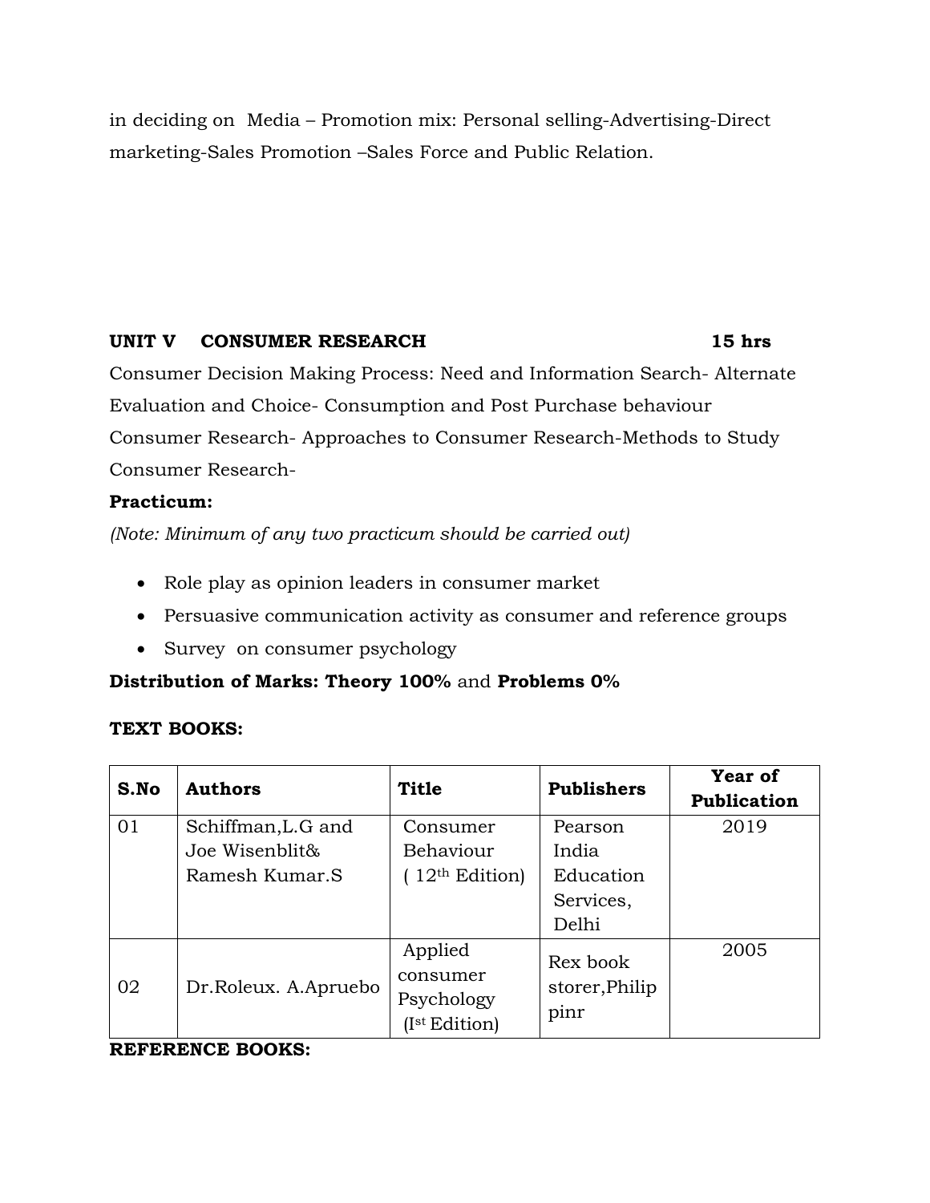in deciding on Media – Promotion mix: Personal selling-Advertising-Direct marketing-Sales Promotion –Sales Force and Public Relation.

**UNIT V CONSUMER RESEARCH 15 hrs**

Consumer Decision Making Process: Need and Information Search- Alternate Evaluation and Choice- Consumption and Post Purchase behaviour Consumer Research- Approaches to Consumer Research-Methods to Study Consumer Research-

**Practicum:**

*(Note: Minimum of any two practicum should be carried out)*

- Role play as opinion leaders in consumer market
- Persuasive communication activity as consumer and reference groups
- Survey on consumer psychology

**Distribution of Marks: Theory 100%** and **Problems 0%**

**TEXT BOOKS:**

| S.No | Authors | Title | Publishers | Year of Publication |
|---|---|---|---|---|
| 01 | Schiffman,L.G and Joe Wisenblit& Ramesh Kumar.S | Consumer Behaviour ( 12th Edition) | Pearson India Education Services, Delhi | 2019 |
| 02 | Dr.Roleux. A.Apruebo | Applied consumer Psychology (Ist Edition) | Rex book storer,Philip pinr | 2005 |

**REFERENCE BOOKS:**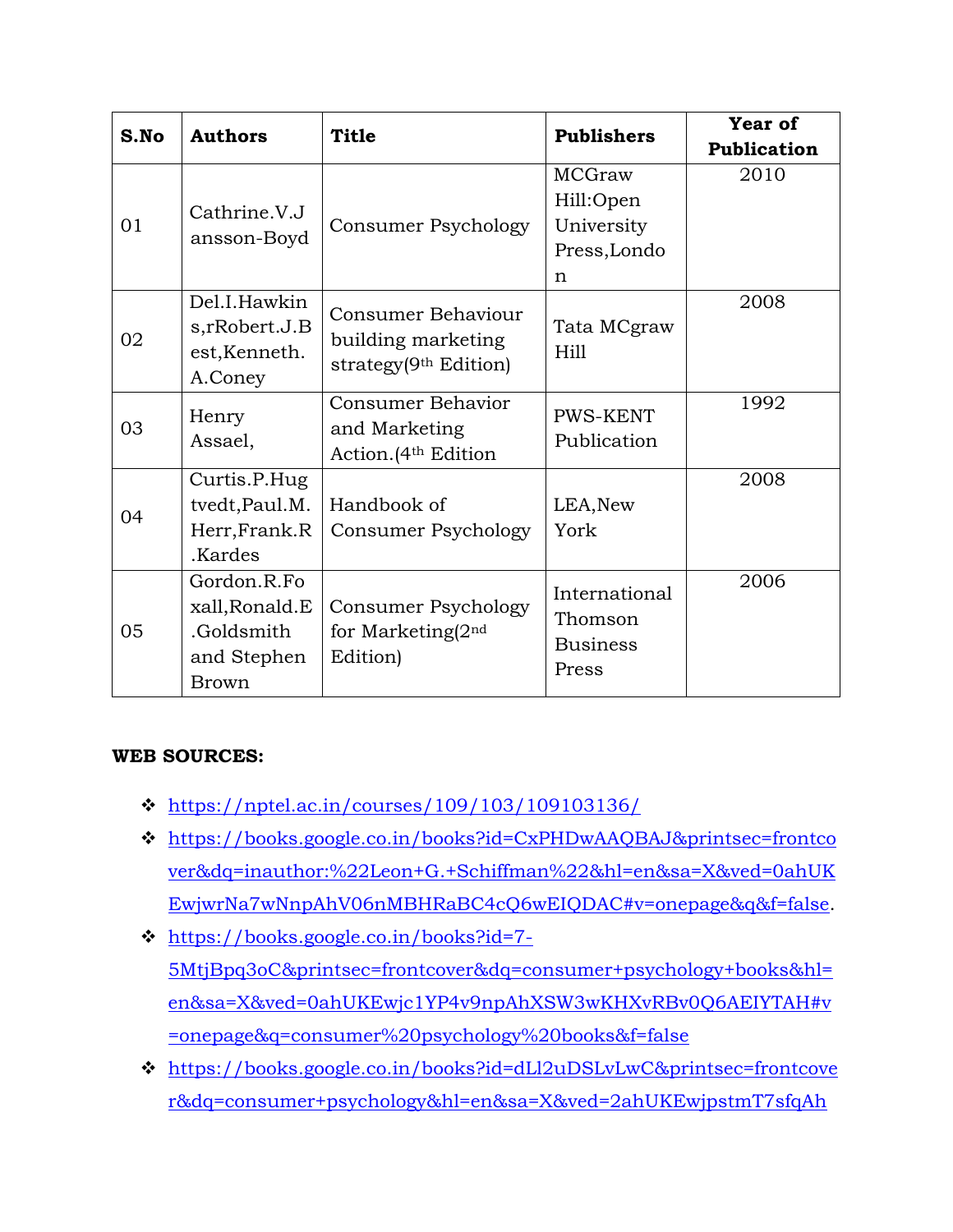| S.No | Authors | Title | Publishers | Year of Publication |
|---|---|---|---|---|
| 01 | Cathrine.V.Jansson-Boyd | Consumer Psychology | MCGraw Hill:Open University Press,London | 2010 |
| 02 | Del.I.Hawkins,rRobert.J.Best,Kenneth.A.Coney | Consumer Behaviour building marketing strategy(9th Edition) | Tata MCgraw Hill | 2008 |
| 03 | Henry Assael, | Consumer Behavior and Marketing Action.(4th Edition | PWS-KENT Publication | 1992 |
| 04 | Curtis.P.Hugtvedt,Paul.M.Herr,Frank.R.Kardes | Handbook of Consumer Psychology | LEA,New York | 2008 |
| 05 | Gordon.R.Foxall,Ronald.E.Goldsmith and Stephen Brown | Consumer Psychology for Marketing(2nd Edition) | International Thomson Business Press | 2006 |

**WEB SOURCES:**

- https://nptel.ac.in/courses/109/103/109103136/
- https://books.google.co.in/books?id=CxPHDwAAQBAJ&printsec=frontcover&dq=inauthor:%22Leon+G.+Schiffman%22&hl=en&sa=X&ved=0ahUKEwjwrNa7wNnpAhV06nMBHRaBC4cQ6wEIQDAC#v=onepage&q&f=false.
- https://books.google.co.in/books?id=7-5MtjBpq3oC&printsec=frontcover&dq=consumer+psychology+books&hl=en&sa=X&ved=0ahUKEwjc1YP4v9npAhXSW3wKHXvRBv0Q6AEIYTAH#v=onepage&q=consumer%20psychology%20books&f=false
- https://books.google.co.in/books?id=dLl2uDSLvLwC&printsec=frontcover&dq=consumer+psychology&hl=en&sa=X&ved=2ahUKEwjpstmT7sfqAh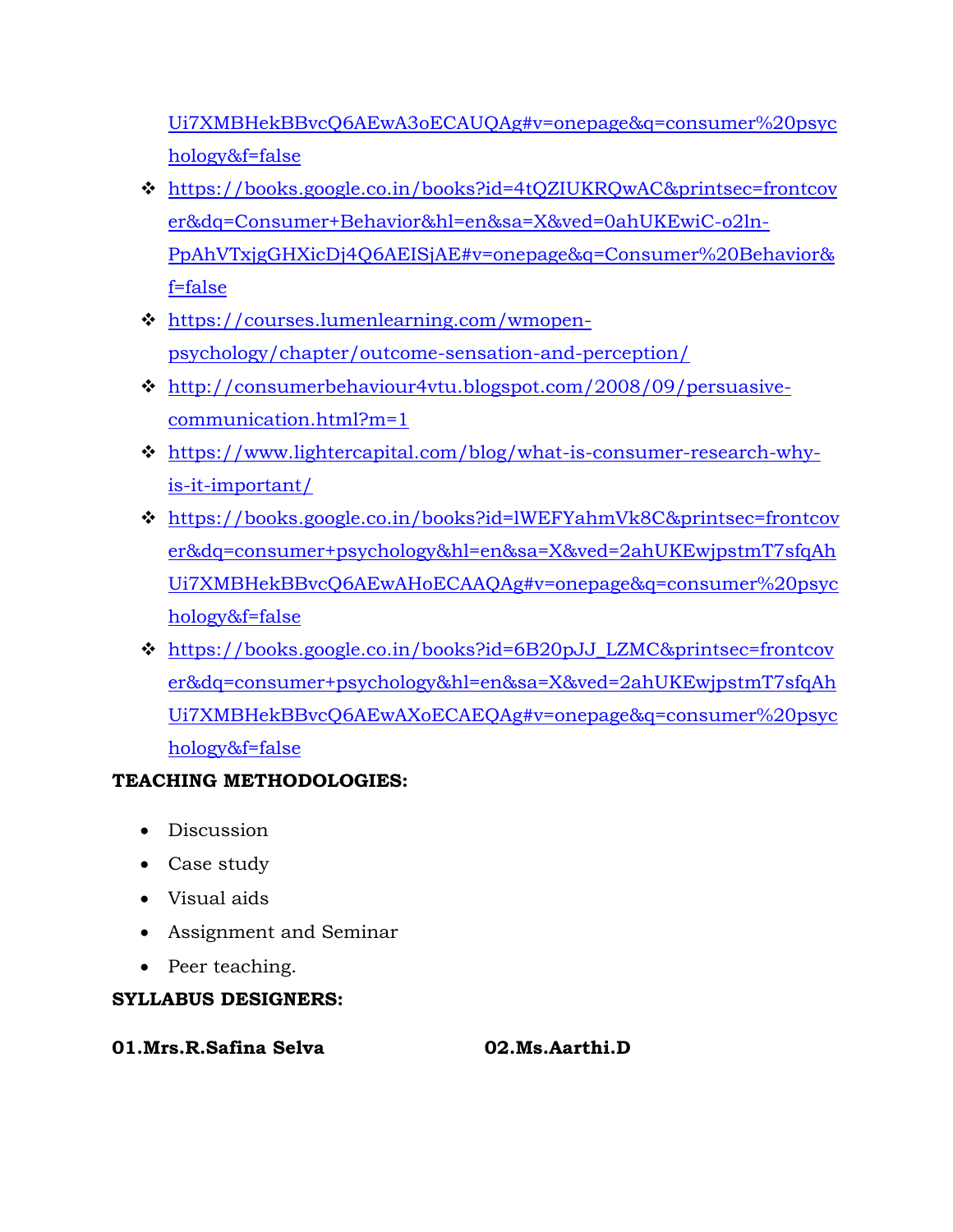Ui7XMBHekBBvcQ6AEwA3oECAUQAg#v=onepage&q=consumer%20psychology&f=false

- https://books.google.co.in/books?id=4tQZIUKRQwAC&printsec=frontcover&dq=Consumer+Behavior&hl=en&sa=X&ved=0ahUKEwiC-o2ln-PpAhVTxjgGHXicDj4Q6AEISjAE#v=onepage&q=Consumer%20Behavior&f=false
- https://courses.lumenlearning.com/wmopen-psychology/chapter/outcome-sensation-and-perception/
- http://consumerbehaviour4vtu.blogspot.com/2008/09/persuasive-communication.html?m=1
- https://www.lightercapital.com/blog/what-is-consumer-research-why-is-it-important/
- https://books.google.co.in/books?id=lWEFYahmVk8C&printsec=frontcover&dq=consumer+psychology&hl=en&sa=X&ved=2ahUKEwjpstmT7sfqAhUi7XMBHekBBvcQ6AEwAHoECAAQAg#v=onepage&q=consumer%20psychology&f=false
- https://books.google.co.in/books?id=6B20pJJ_LZMC&printsec=frontcover&dq=consumer+psychology&hl=en&sa=X&ved=2ahUKEwjpstmT7sfqAhUi7XMBHekBBvcQ6AEwAXoECAEQAg#v=onepage&q=consumer%20psychology&f=false

**TEACHING METHODOLOGIES:**

- Discussion
- Case study
- Visual aids
- Assignment and Seminar
- Peer teaching.

**SYLLABUS DESIGNERS:**

**01.Mrs.R.Safina Selva**

**02.Ms.Aarthi.D**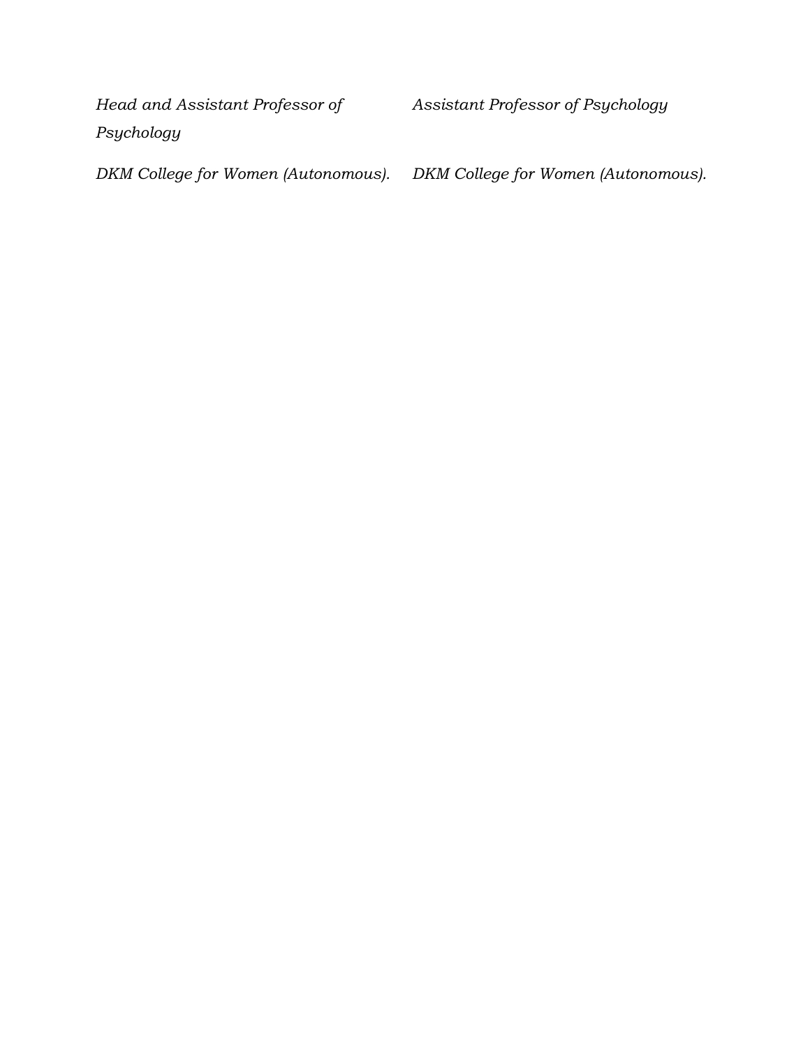*Head and Assistant Professor of Psychology*

*DKM College for Women (Autonomous).*

*Assistant Professor of Psychology*

*DKM College for Women (Autonomous).*